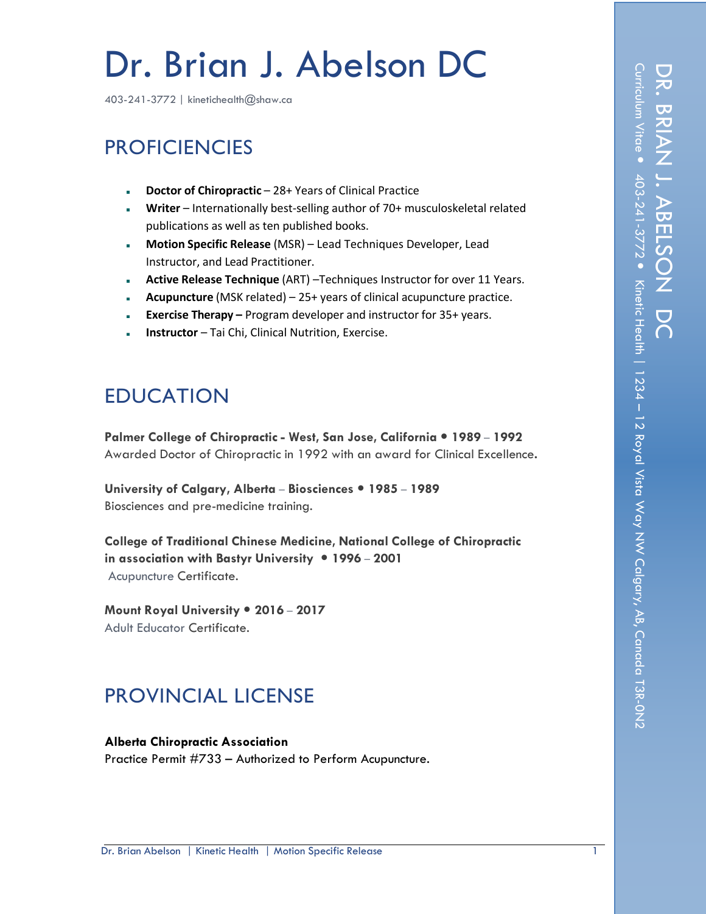# Dr. Brian J. Abelson DC

403-241-3772 | kinetichealth@shaw.ca

## PROFICIENCIES

- **Doctor of Chiropractic** – 28+ Years of Clinical Practice
- **Writer** – Internationally best-selling author of 70+ musculoskeletal related publications as well as ten published books.
- **Motion Specific Release** (MSR) – Lead Techniques Developer, Lead Instructor, and Lead Practitioner.
- **Active Release Technique** (ART) –Techniques Instructor for over 11 Years.
- **Acupuncture** (MSK related) – 25+ years of clinical acupuncture practice.
- **Exercise Therapy –** Program developer and instructor for 35+ years.
- **Instructor** – Tai Chi, Clinical Nutrition, Exercise.

## EDUCATION

**Palmer College of Chiropractic - West, San Jose, California • 1989 – 1992**
Awarded Doctor of Chiropractic in 1992 with an award for Clinical Excellence.

**University of Calgary, Alberta – Biosciences • 1985 – 1989**
Biosciences and pre-medicine training.

**College of Traditional Chinese Medicine, National College of Chiropractic in association with Bastyr University • 1996 – 2001**
Acupuncture Certificate.

**Mount Royal University • 2016 – 2017**
Adult Educator Certificate.

## PROVINCIAL LICENSE

**Alberta Chiropractic Association**
Practice Permit #733 – Authorized to Perform Acupuncture.

DR. BRIAN J. ABELSON DC
Curriculum Vitae • 403-241-3772 • Kinetic Health | 1234 – 12 Royal Vista Way NW Calgary, AB, Canada T3R-0N2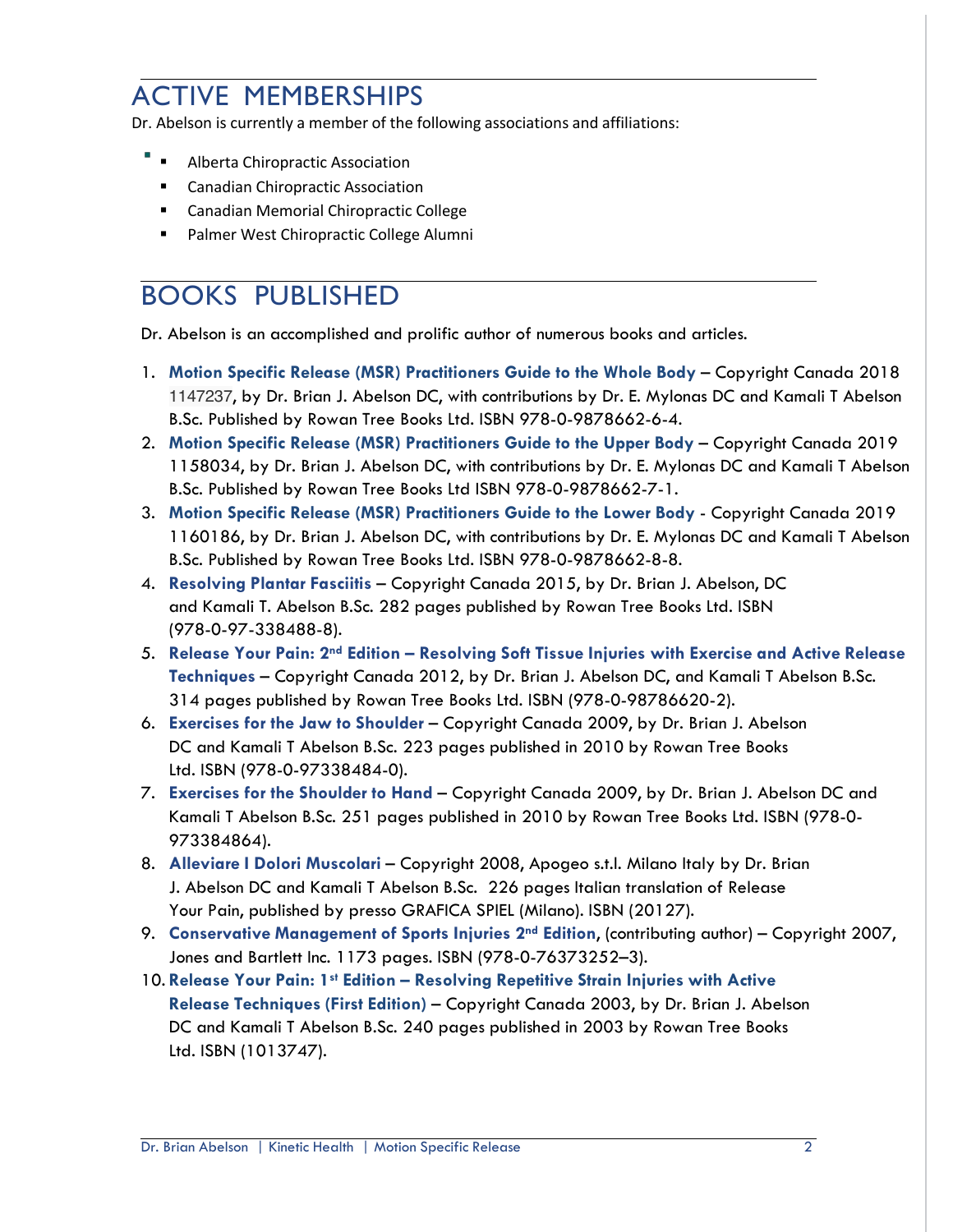# ACTIVE MEMBERSHIPS

Dr. Abelson is currently a member of the following associations and affiliations:

- Alberta Chiropractic Association
- Canadian Chiropractic Association
- Canadian Memorial Chiropractic College
- Palmer West Chiropractic College Alumni

# BOOKS PUBLISHED

Dr. Abelson is an accomplished and prolific author of numerous books and articles.

1. **Motion Specific Release (MSR) Practitioners Guide to the Whole Body** – Copyright Canada 2018 1147237, by Dr. Brian J. Abelson DC, with contributions by Dr. E. Mylonas DC and Kamali T Abelson B.Sc. Published by Rowan Tree Books Ltd. ISBN 978-0-9878662-6-4.
2. **Motion Specific Release (MSR) Practitioners Guide to the Upper Body** – Copyright Canada 2019 1158034, by Dr. Brian J. Abelson DC, with contributions by Dr. E. Mylonas DC and Kamali T Abelson B.Sc. Published by Rowan Tree Books Ltd ISBN 978-0-9878662-7-1.
3. **Motion Specific Release (MSR) Practitioners Guide to the Lower Body** - Copyright Canada 2019 1160186, by Dr. Brian J. Abelson DC, with contributions by Dr. E. Mylonas DC and Kamali T Abelson B.Sc. Published by Rowan Tree Books Ltd. ISBN 978-0-9878662-8-8.
4. **Resolving Plantar Fasciitis** – Copyright Canada 2015, by Dr. Brian J. Abelson, DC and Kamali T. Abelson B.Sc. 282 pages published by Rowan Tree Books Ltd. ISBN (978-0-97-338488-8).
5. **Release Your Pain: 2nd Edition – Resolving Soft Tissue Injuries with Exercise and Active Release Techniques** – Copyright Canada 2012, by Dr. Brian J. Abelson DC, and Kamali T Abelson B.Sc. 314 pages published by Rowan Tree Books Ltd. ISBN (978-0-98786620-2).
6. **Exercises for the Jaw to Shoulder** – Copyright Canada 2009, by Dr. Brian J. Abelson DC and Kamali T Abelson B.Sc. 223 pages published in 2010 by Rowan Tree Books Ltd. ISBN (978-0-97338484-0).
7. **Exercises for the Shoulder to Hand** – Copyright Canada 2009, by Dr. Brian J. Abelson DC and Kamali T Abelson B.Sc. 251 pages published in 2010 by Rowan Tree Books Ltd. ISBN (978-0-973384864).
8. **Alleviare I Dolori Muscolari** – Copyright 2008, Apogeo s.t.l. Milano Italy by Dr. Brian J. Abelson DC and Kamali T Abelson B.Sc. 226 pages Italian translation of Release Your Pain, published by presso GRAFICA SPIEL (Milano). ISBN (20127).
9. **Conservative Management of Sports Injuries 2nd Edition**, (contributing author) – Copyright 2007, Jones and Bartlett Inc. 1173 pages. ISBN (978-0-76373252–3).
10. **Release Your Pain: 1st Edition – Resolving Repetitive Strain Injuries with Active Release Techniques (First Edition)** – Copyright Canada 2003, by Dr. Brian J. Abelson DC and Kamali T Abelson B.Sc. 240 pages published in 2003 by Rowan Tree Books Ltd. ISBN (1013747).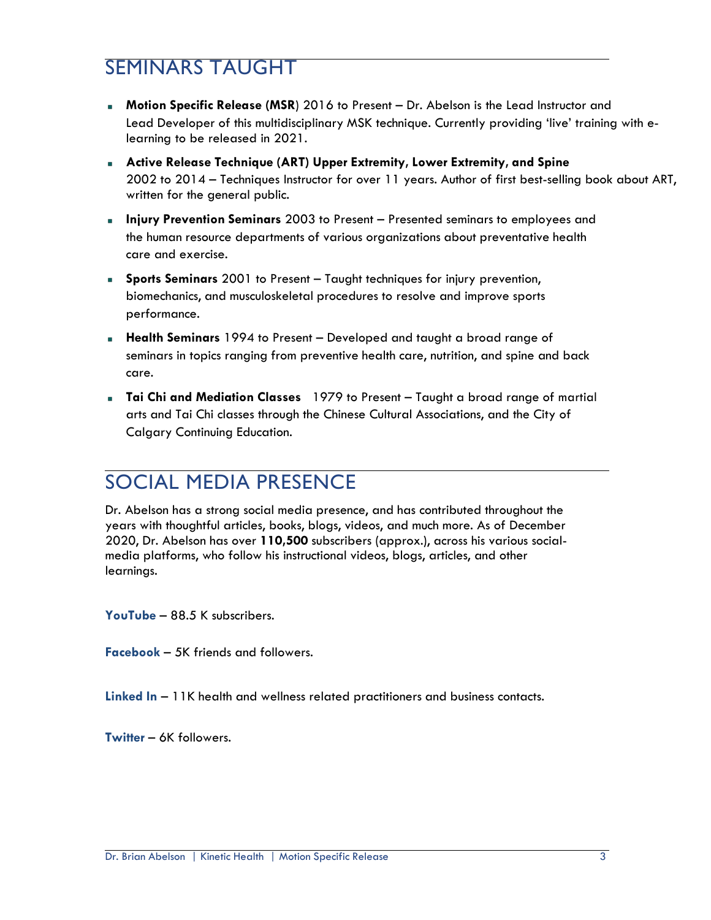## SEMINARS TAUGHT

- **Motion Specific Release (MSR**) 2016 to Present – Dr. Abelson is the Lead Instructor and Lead Developer of this multidisciplinary MSK technique. Currently providing 'live' training with e-learning to be released in 2021.
- **Active Release Technique (ART) Upper Extremity, Lower Extremity, and Spine** 2002 to 2014 – Techniques Instructor for over 11 years. Author of first best-selling book about ART, written for the general public.
- **Injury Prevention Seminars** 2003 to Present – Presented seminars to employees and the human resource departments of various organizations about preventative health care and exercise.
- **Sports Seminars** 2001 to Present – Taught techniques for injury prevention, biomechanics, and musculoskeletal procedures to resolve and improve sports performance.
- **Health Seminars** 1994 to Present – Developed and taught a broad range of seminars in topics ranging from preventive health care, nutrition, and spine and back care.
- **Tai Chi and Mediation Classes** 1979 to Present – Taught a broad range of martial arts and Tai Chi classes through the Chinese Cultural Associations, and the City of Calgary Continuing Education.

## SOCIAL MEDIA PRESENCE

Dr. Abelson has a strong social media presence, and has contributed throughout the years with thoughtful articles, books, blogs, videos, and much more. As of December 2020, Dr. Abelson has over **110,500** subscribers (approx.), across his various social-media platforms, who follow his instructional videos, blogs, articles, and other learnings.

**YouTube** – 88.5 K subscribers.

**Facebook** – 5K friends and followers.

**Linked In** – 11K health and wellness related practitioners and business contacts.

**Twitter** – 6K followers.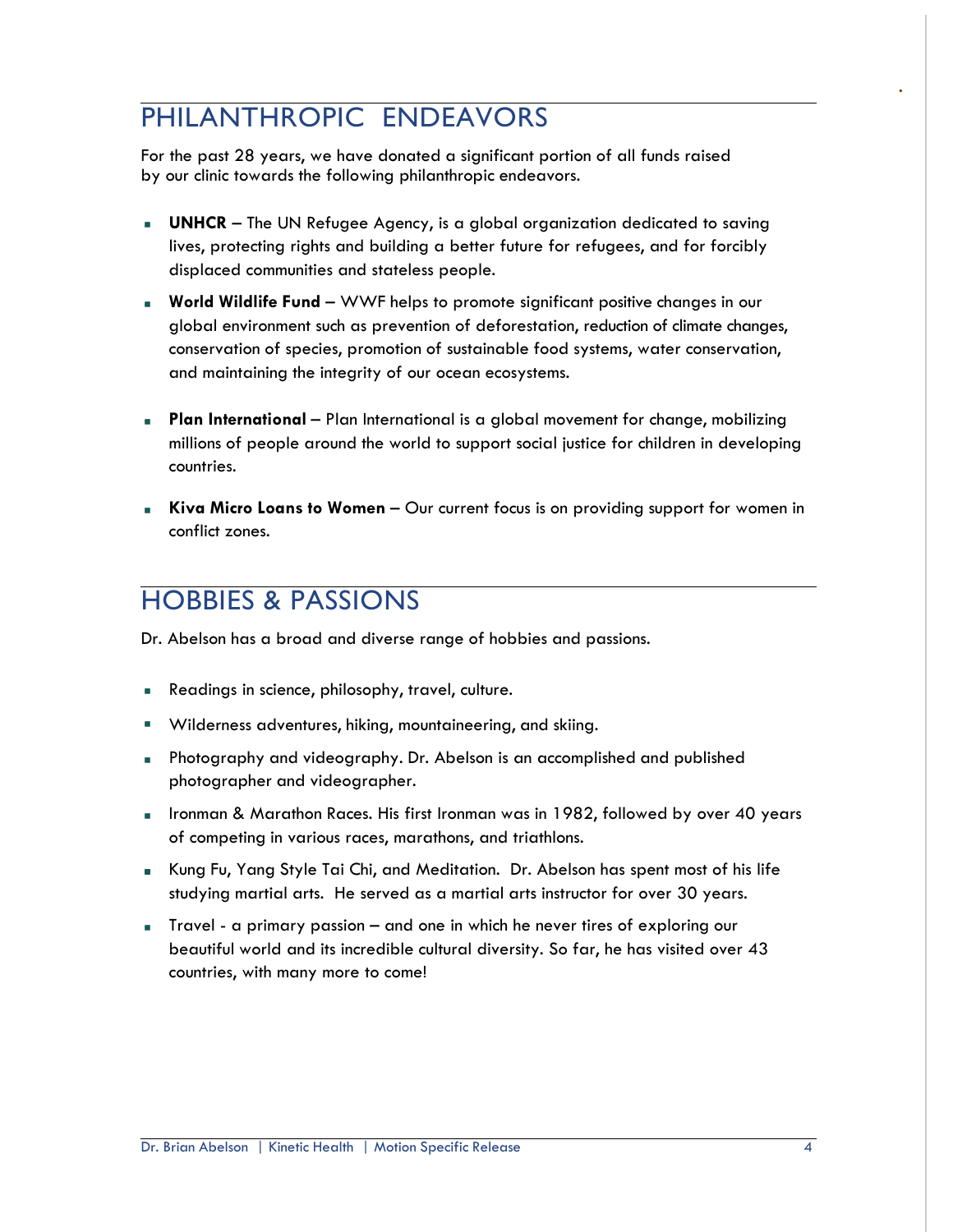## PHILANTHROPIC ENDEAVORS

For the past 28 years, we have donated a significant portion of all funds raised by our clinic towards the following philanthropic endeavors.

- **UNHCR** – The UN Refugee Agency, is a global organization dedicated to saving lives, protecting rights and building a better future for refugees, and for forcibly displaced communities and stateless people.
- **World Wildlife Fund** – WWF helps to promote significant positive changes in our global environment such as prevention of deforestation, reduction of climate changes, conservation of species, promotion of sustainable food systems, water conservation, and maintaining the integrity of our ocean ecosystems.
- **Plan International** – Plan International is a global movement for change, mobilizing millions of people around the world to support social justice for children in developing countries.
- **Kiva Micro Loans to Women** – Our current focus is on providing support for women in conflict zones.

## HOBBIES & PASSIONS

Dr. Abelson has a broad and diverse range of hobbies and passions.

- Readings in science, philosophy, travel, culture.
- Wilderness adventures, hiking, mountaineering, and skiing.
- Photography and videography. Dr. Abelson is an accomplished and published photographer and videographer.
- Ironman & Marathon Races. His first Ironman was in 1982, followed by over 40 years of competing in various races, marathons, and triathlons.
- Kung Fu, Yang Style Tai Chi, and Meditation. Dr. Abelson has spent most of his life studying martial arts. He served as a martial arts instructor for over 30 years.
- Travel - a primary passion – and one in which he never tires of exploring our beautiful world and its incredible cultural diversity. So far, he has visited over 43 countries, with many more to come!